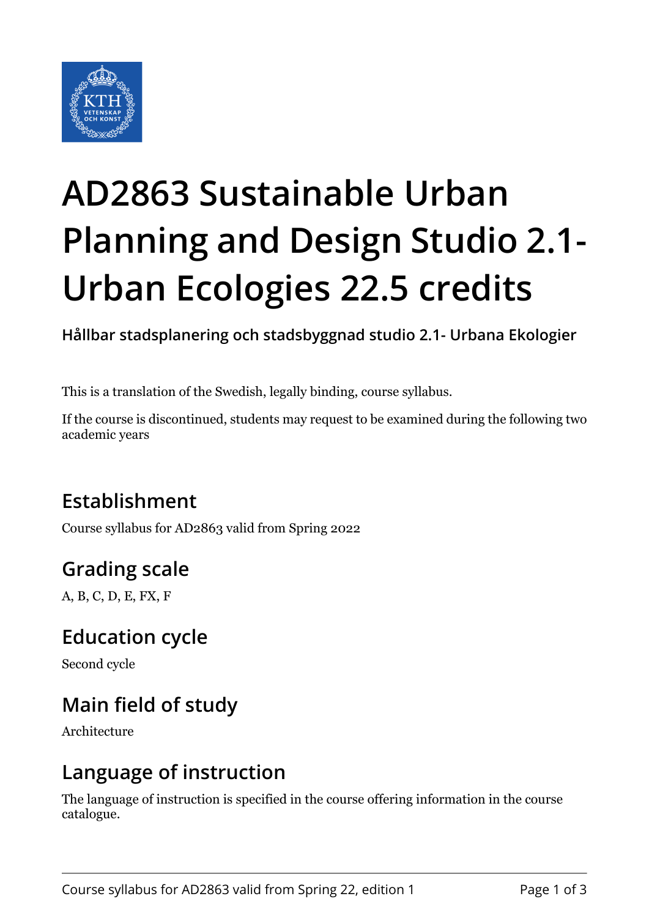# AD2863 Sustainable Urban Planning and Design Studio 2.1- Urban Ecologies 22.5 credits

**Hållbar stadsplanering och stadsbyggnad studio 2.1- Urbana Ekologier**

This is a translation of the Swedish, legally binding, course syllabus.

If the course is discontinued, students may request to be examined during the following two academic years

## Establishment

Course syllabus for AD2863 valid from Spring 2022

## Grading scale

A, B, C, D, E, FX, F

## Education cycle

Second cycle

## Main field of study

Architecture

## Language of instruction

The language of instruction is specified in the course offering information in the course catalogue.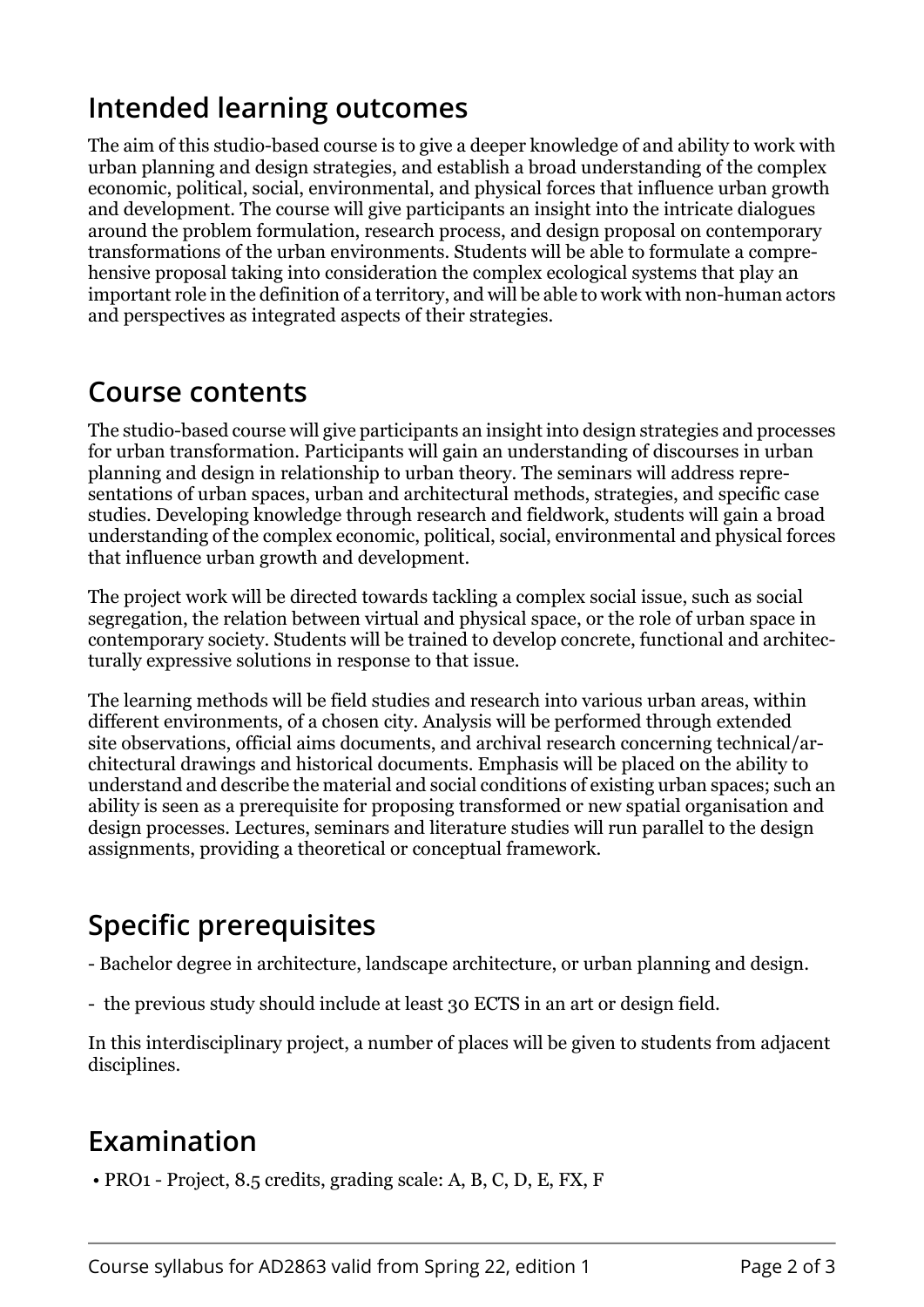## Intended learning outcomes

The aim of this studio-based course is to give a deeper knowledge of and ability to work with urban planning and design strategies, and establish a broad understanding of the complex economic, political, social, environmental, and physical forces that influence urban growth and development. The course will give participants an insight into the intricate dialogues around the problem formulation, research process, and design proposal on contemporary transformations of the urban environments. Students will be able to formulate a comprehensive proposal taking into consideration the complex ecological systems that play an important role in the definition of a territory, and will be able to work with non-human actors and perspectives as integrated aspects of their strategies.

## Course contents

The studio-based course will give participants an insight into design strategies and processes for urban transformation. Participants will gain an understanding of discourses in urban planning and design in relationship to urban theory. The seminars will address representations of urban spaces, urban and architectural methods, strategies, and specific case studies. Developing knowledge through research and fieldwork, students will gain a broad understanding of the complex economic, political, social, environmental and physical forces that influence urban growth and development.

The project work will be directed towards tackling a complex social issue, such as social segregation, the relation between virtual and physical space, or the role of urban space in contemporary society. Students will be trained to develop concrete, functional and architecturally expressive solutions in response to that issue.

The learning methods will be field studies and research into various urban areas, within different environments, of a chosen city. Analysis will be performed through extended site observations, official aims documents, and archival research concerning technical/architectural drawings and historical documents. Emphasis will be placed on the ability to understand and describe the material and social conditions of existing urban spaces; such an ability is seen as a prerequisite for proposing transformed or new spatial organisation and design processes. Lectures, seminars and literature studies will run parallel to the design assignments, providing a theoretical or conceptual framework.

## Specific prerequisites

- Bachelor degree in architecture, landscape architecture, or urban planning and design.

- the previous study should include at least 30 ECTS in an art or design field.

In this interdisciplinary project, a number of places will be given to students from adjacent disciplines.

## Examination

- PRO1 - Project, 8.5 credits, grading scale: A, B, C, D, E, FX, F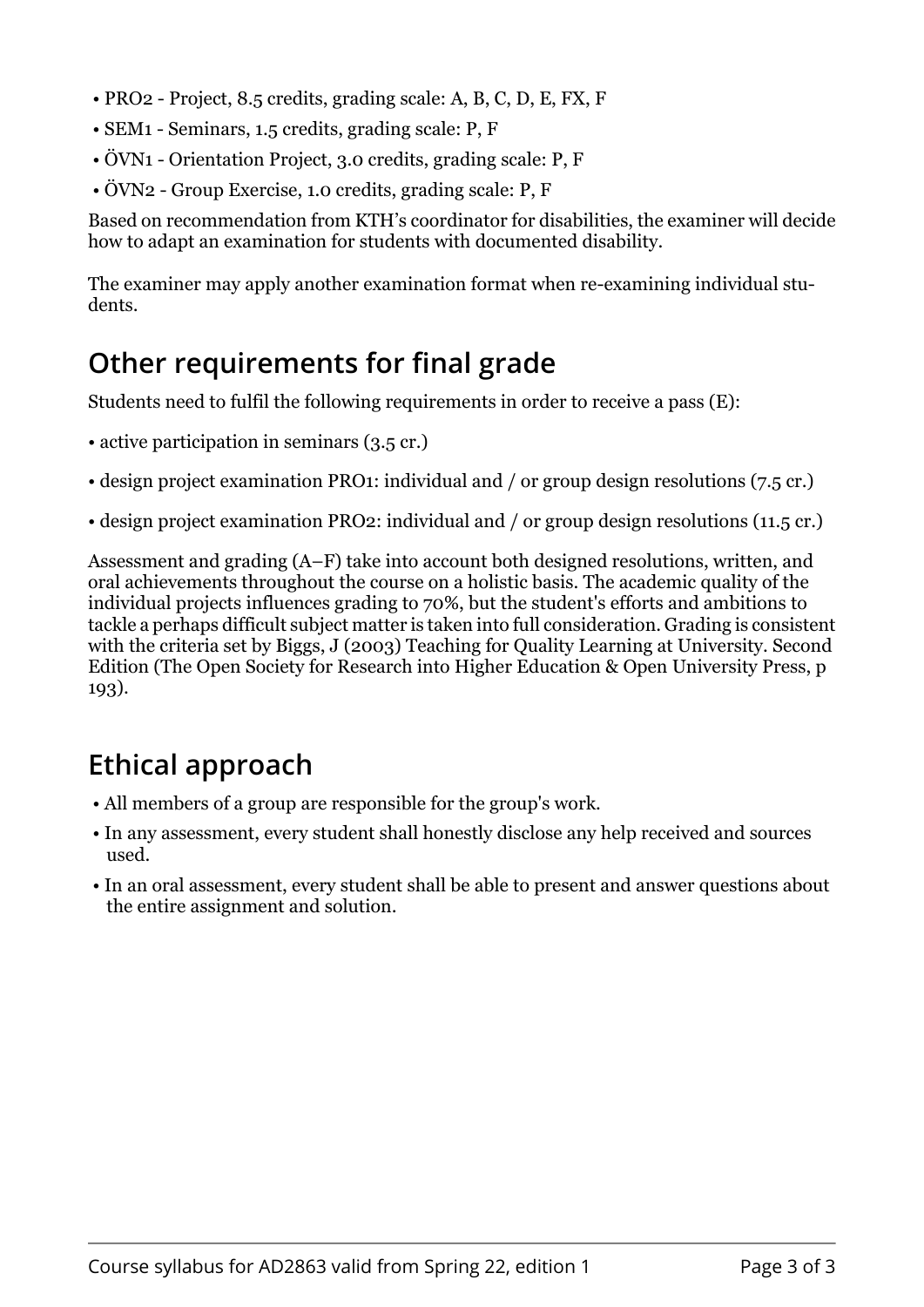- PRO2 - Project, 8.5 credits, grading scale: A, B, C, D, E, FX, F
- SEM1 - Seminars, 1.5 credits, grading scale: P, F
- ÖVN1 - Orientation Project, 3.0 credits, grading scale: P, F
- ÖVN2 - Group Exercise, 1.0 credits, grading scale: P, F

Based on recommendation from KTH's coordinator for disabilities, the examiner will decide how to adapt an examination for students with documented disability.

The examiner may apply another examination format when re-examining individual students.

## Other requirements for final grade

Students need to fulfil the following requirements in order to receive a pass (E):

• active participation in seminars (3.5 cr.)

• design project examination PRO1: individual and / or group design resolutions (7.5 cr.)

• design project examination PRO2: individual and / or group design resolutions (11.5 cr.)

Assessment and grading (A–F) take into account both designed resolutions, written, and oral achievements throughout the course on a holistic basis. The academic quality of the individual projects influences grading to 70%, but the student's efforts and ambitions to tackle a perhaps difficult subject matter is taken into full consideration. Grading is consistent with the criteria set by Biggs, J (2003) Teaching for Quality Learning at University. Second Edition (The Open Society for Research into Higher Education & Open University Press, p 193).

## Ethical approach

- All members of a group are responsible for the group's work.
- In any assessment, every student shall honestly disclose any help received and sources used.
- In an oral assessment, every student shall be able to present and answer questions about the entire assignment and solution.